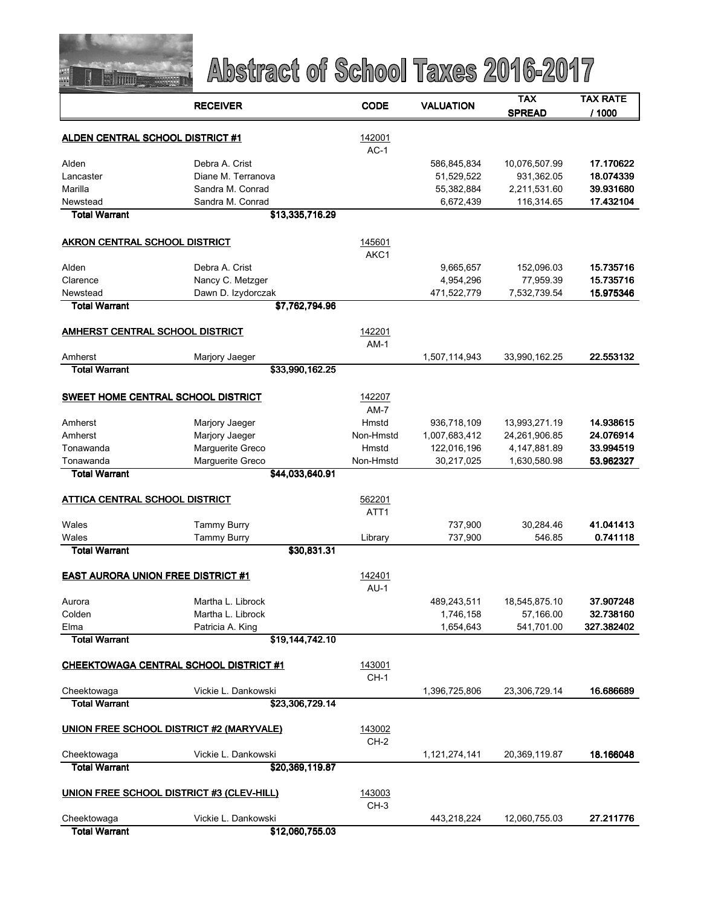# Abstract of School Taxes 2016-2017

| | RECEIVER | CODE | VALUATION | TAX SPREAD | TAX RATE / 1000 |
|---|---|---|---|---|---|
| **ALDEN CENTRAL SCHOOL DISTRICT #1** | | 142001 AC-1 | | | |
| Alden | Debra A. Crist | | 586,845,834 | 10,076,507.99 | **17.170622** |
| Lancaster | Diane M. Terranova | | 51,529,522 | 931,362.05 | **18.074339** |
| Marilla | Sandra M. Conrad | | 55,382,884 | 2,211,531.60 | **39.931680** |
| Newstead | Sandra M. Conrad | | 6,672,439 | 116,314.65 | **17.432104** |
| **Total Warrant** | **$13,335,716.29** | | | | |
| **AKRON CENTRAL SCHOOL DISTRICT** | | 145601 AKC1 | | | |
| Alden | Debra A. Crist | | 9,665,657 | 152,096.03 | **15.735716** |
| Clarence | Nancy C. Metzger | | 4,954,296 | 77,959.39 | **15.735716** |
| Newstead | Dawn D. Izydorczak | | 471,522,779 | 7,532,739.54 | **15.975346** |
| **Total Warrant** | **$7,762,794.96** | | | | |
| **AMHERST CENTRAL SCHOOL DISTRICT** | | 142201 AM-1 | | | |
| Amherst | Marjory Jaeger | | 1,507,114,943 | 33,990,162.25 | **22.553132** |
| **Total Warrant** | **$33,990,162.25** | | | | |
| **SWEET HOME CENTRAL SCHOOL DISTRICT** | | 142207 AM-7 | | | |
| Amherst | Marjory Jaeger | Hmstd | 936,718,109 | 13,993,271.19 | **14.938615** |
| Amherst | Marjory Jaeger | Non-Hmstd | 1,007,683,412 | 24,261,906.85 | **24.076914** |
| Tonawanda | Marguerite Greco | Hmstd | 122,016,196 | 4,147,881.89 | **33.994519** |
| Tonawanda | Marguerite Greco | Non-Hmstd | 30,217,025 | 1,630,580.98 | **53.962327** |
| **Total Warrant** | **$44,033,640.91** | | | | |
| **ATTICA CENTRAL SCHOOL DISTRICT** | | 562201 ATT1 | | | |
| Wales | Tammy Burry | | 737,900 | 30,284.46 | **41.041413** |
| Wales | Tammy Burry | Library | 737,900 | 546.85 | **0.741118** |
| **Total Warrant** | **$30,831.31** | | | | |
| **EAST AURORA UNION FREE DISTRICT #1** | | 142401 AU-1 | | | |
| Aurora | Martha L. Librock | | 489,243,511 | 18,545,875.10 | **37.907248** |
| Colden | Martha L. Librock | | 1,746,158 | 57,166.00 | **32.738160** |
| Elma | Patricia A. King | | 1,654,643 | 541,701.00 | **327.382402** |
| **Total Warrant** | **$19,144,742.10** | | | | |
| **CHEEKTOWAGA CENTRAL SCHOOL DISTRICT #1** | | 143001 CH-1 | | | |
| Cheektowaga | Vickie L. Dankowski | | 1,396,725,806 | 23,306,729.14 | **16.686689** |
| **Total Warrant** | **$23,306,729.14** | | | | |
| **UNION FREE SCHOOL DISTRICT #2 (MARYVALE)** | | 143002 CH-2 | | | |
| Cheektowaga | Vickie L. Dankowski | | 1,121,274,141 | 20,369,119.87 | **18.166048** |
| **Total Warrant** | **$20,369,119.87** | | | | |
| **UNION FREE SCHOOL DISTRICT #3 (CLEV-HILL)** | | 143003 CH-3 | | | |
| Cheektowaga | Vickie L. Dankowski | | 443,218,224 | 12,060,755.03 | **27.211776** |
| **Total Warrant** | **$12,060,755.03** | | | | |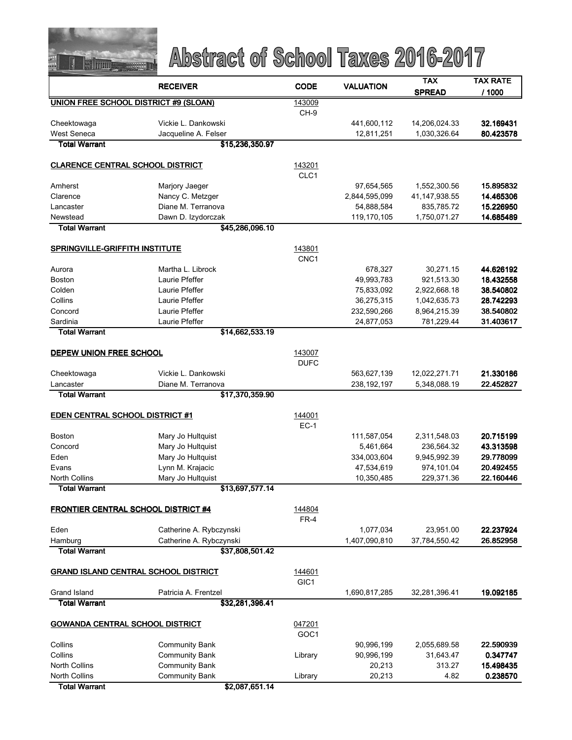# Abstract of School Taxes 2016-2017

| | RECEIVER | CODE | VALUATION | TAX SPREAD | TAX RATE / 1000 |
|---|---|---|---|---|---|
| **UNION FREE SCHOOL DISTRICT #9 (SLOAN)** | | 143009 | | | |
| | | CH-9 | | | |
| Cheektowaga | Vickie L. Dankowski | | 441,600,112 | 14,206,024.33 | **32.169431** |
| West Seneca | Jacqueline A. Felser | | 12,811,251 | 1,030,326.64 | **80.423578** |
| **Total Warrant** | **$15,236,350.97** | | | | |
| **CLARENCE CENTRAL SCHOOL DISTRICT** | | 143201 | | | |
| | | CLC1 | | | |
| Amherst | Marjory Jaeger | | 97,654,565 | 1,552,300.56 | **15.895832** |
| Clarence | Nancy C. Metzger | | 2,844,595,099 | 41,147,938.55 | **14.465306** |
| Lancaster | Diane M. Terranova | | 54,888,584 | 835,785.72 | **15.226950** |
| Newstead | Dawn D. Izydorczak | | 119,170,105 | 1,750,071.27 | **14.685489** |
| **Total Warrant** | **$45,286,096.10** | | | | |
| **SPRINGVILLE-GRIFFITH INSTITUTE** | | 143801 | | | |
| | | CNC1 | | | |
| Aurora | Martha L. Librock | | 678,327 | 30,271.15 | **44.626192** |
| Boston | Laurie Pfeffer | | 49,993,783 | 921,513.30 | **18.432558** |
| Colden | Laurie Pfeffer | | 75,833,092 | 2,922,668.18 | **38.540802** |
| Collins | Laurie Pfeffer | | 36,275,315 | 1,042,635.73 | **28.742293** |
| Concord | Laurie Pfeffer | | 232,590,266 | 8,964,215.39 | **38.540802** |
| Sardinia | Laurie Pfeffer | | 24,877,053 | 781,229.44 | **31.403617** |
| **Total Warrant** | **$14,662,533.19** | | | | |
| **DEPEW UNION FREE SCHOOL** | | 143007 | | | |
| | | DUFC | | | |
| Cheektowaga | Vickie L. Dankowski | | 563,627,139 | 12,022,271.71 | **21.330186** |
| Lancaster | Diane M. Terranova | | 238,192,197 | 5,348,088.19 | **22.452827** |
| **Total Warrant** | **$17,370,359.90** | | | | |
| **EDEN CENTRAL SCHOOL DISTRICT #1** | | 144001 | | | |
| | | EC-1 | | | |
| Boston | Mary Jo Hultquist | | 111,587,054 | 2,311,548.03 | **20.715199** |
| Concord | Mary Jo Hultquist | | 5,461,664 | 236,564.32 | **43.313598** |
| Eden | Mary Jo Hultquist | | 334,003,604 | 9,945,992.39 | **29.778099** |
| Evans | Lynn M. Krajacic | | 47,534,619 | 974,101.04 | **20.492455** |
| North Collins | Mary Jo Hultquist | | 10,350,485 | 229,371.36 | **22.160446** |
| **Total Warrant** | **$13,697,577.14** | | | | |
| **FRONTIER CENTRAL SCHOOL DISTRICT #4** | | 144804 | | | |
| | | FR-4 | | | |
| Eden | Catherine A. Rybczynski | | 1,077,034 | 23,951.00 | **22.237924** |
| Hamburg | Catherine A. Rybczynski | | 1,407,090,810 | 37,784,550.42 | **26.852958** |
| **Total Warrant** | **$37,808,501.42** | | | | |
| **GRAND ISLAND CENTRAL SCHOOL DISTRICT** | | 144601 | | | |
| | | GIC1 | | | |
| Grand Island | Patricia A. Frentzel | | 1,690,817,285 | 32,281,396.41 | **19.092185** |
| **Total Warrant** | **$32,281,396.41** | | | | |
| **GOWANDA CENTRAL SCHOOL DISTRICT** | | 047201 | | | |
| | | GOC1 | | | |
| Collins | Community Bank | | 90,996,199 | 2,055,689.58 | **22.590939** |
| Collins | Community Bank | Library | 90,996,199 | 31,643.47 | **0.347747** |
| North Collins | Community Bank | | 20,213 | 313.27 | **15.498435** |
| North Collins | Community Bank | Library | 20,213 | 4.82 | **0.238570** |
| **Total Warrant** | **$2,087,651.14** | | | | |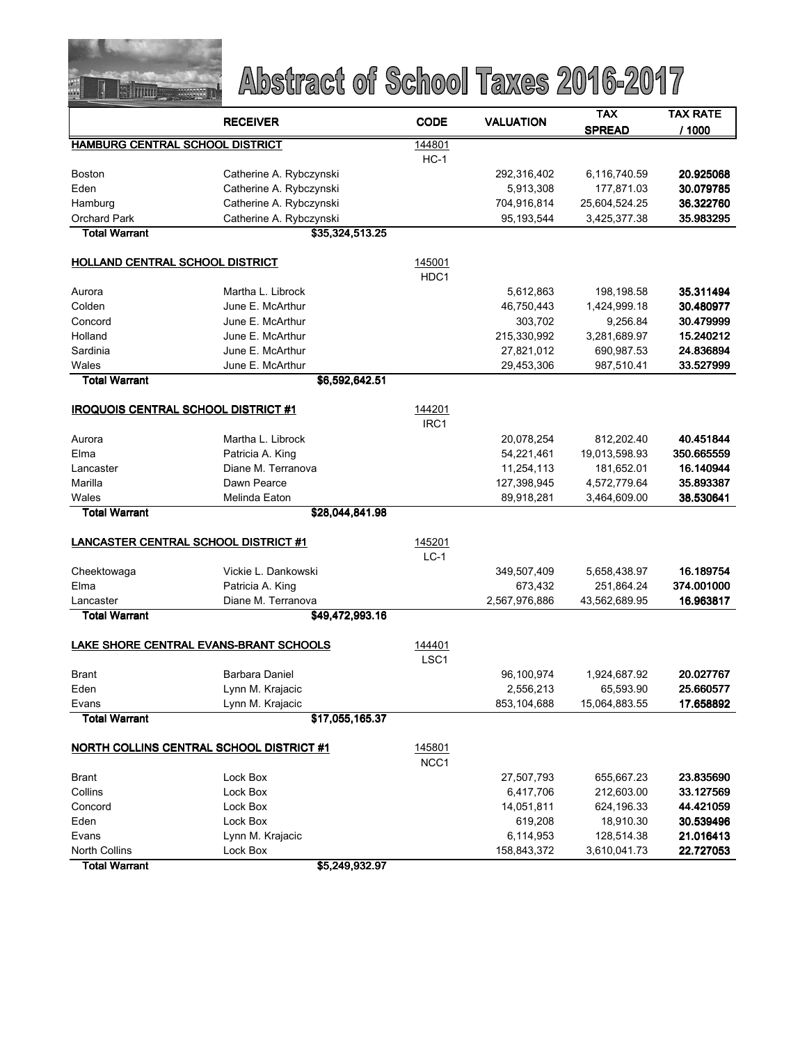# Abstract of School Taxes 2016-2017

| | RECEIVER | CODE | VALUATION | TAX SPREAD | TAX RATE / 1000 |
|---|---|---|---|---|---|
| **HAMBURG CENTRAL SCHOOL DISTRICT** | | 144801 | | | |
| | | HC-1 | | | |
| Boston | Catherine A. Rybczynski | | 292,316,402 | 6,116,740.59 | **20.925068** |
| Eden | Catherine A. Rybczynski | | 5,913,308 | 177,871.03 | **30.079785** |
| Hamburg | Catherine A. Rybczynski | | 704,916,814 | 25,604,524.25 | **36.322760** |
| Orchard Park | Catherine A. Rybczynski | | 95,193,544 | 3,425,377.38 | **35.983295** |
| **Total Warrant** | **$35,324,513.25** | | | | |
| **HOLLAND CENTRAL SCHOOL DISTRICT** | | 145001 | | | |
| | | HDC1 | | | |
| Aurora | Martha L. Librock | | 5,612,863 | 198,198.58 | **35.311494** |
| Colden | June E. McArthur | | 46,750,443 | 1,424,999.18 | **30.480977** |
| Concord | June E. McArthur | | 303,702 | 9,256.84 | **30.479999** |
| Holland | June E. McArthur | | 215,330,992 | 3,281,689.97 | **15.240212** |
| Sardinia | June E. McArthur | | 27,821,012 | 690,987.53 | **24.836894** |
| Wales | June E. McArthur | | 29,453,306 | 987,510.41 | **33.527999** |
| **Total Warrant** | **$6,592,642.51** | | | | |
| **IROQUOIS CENTRAL SCHOOL DISTRICT #1** | | 144201 | | | |
| | | IRC1 | | | |
| Aurora | Martha L. Librock | | 20,078,254 | 812,202.40 | **40.451844** |
| Elma | Patricia A. King | | 54,221,461 | 19,013,598.93 | **350.665559** |
| Lancaster | Diane M. Terranova | | 11,254,113 | 181,652.01 | **16.140944** |
| Marilla | Dawn Pearce | | 127,398,945 | 4,572,779.64 | **35.893387** |
| Wales | Melinda Eaton | | 89,918,281 | 3,464,609.00 | **38.530641** |
| **Total Warrant** | **$28,044,841.98** | | | | |
| **LANCASTER CENTRAL SCHOOL DISTRICT #1** | | 145201 | | | |
| | | LC-1 | | | |
| Cheektowaga | Vickie L. Dankowski | | 349,507,409 | 5,658,438.97 | **16.189754** |
| Elma | Patricia A. King | | 673,432 | 251,864.24 | **374.001000** |
| Lancaster | Diane M. Terranova | | 2,567,976,886 | 43,562,689.95 | **16.963817** |
| **Total Warrant** | **$49,472,993.16** | | | | |
| **LAKE SHORE CENTRAL EVANS-BRANT SCHOOLS** | | 144401 | | | |
| | | LSC1 | | | |
| Brant | Barbara Daniel | | 96,100,974 | 1,924,687.92 | **20.027767** |
| Eden | Lynn M. Krajacic | | 2,556,213 | 65,593.90 | **25.660577** |
| Evans | Lynn M. Krajacic | | 853,104,688 | 15,064,883.55 | **17.658892** |
| **Total Warrant** | **$17,055,165.37** | | | | |
| **NORTH COLLINS CENTRAL SCHOOL DISTRICT #1** | | 145801 | | | |
| | | NCC1 | | | |
| Brant | Lock Box | | 27,507,793 | 655,667.23 | **23.835690** |
| Collins | Lock Box | | 6,417,706 | 212,603.00 | **33.127569** |
| Concord | Lock Box | | 14,051,811 | 624,196.33 | **44.421059** |
| Eden | Lock Box | | 619,208 | 18,910.30 | **30.539496** |
| Evans | Lynn M. Krajacic | | 6,114,953 | 128,514.38 | **21.016413** |
| North Collins | Lock Box | | 158,843,372 | 3,610,041.73 | **22.727053** |
| **Total Warrant** | **$5,249,932.97** | | | | |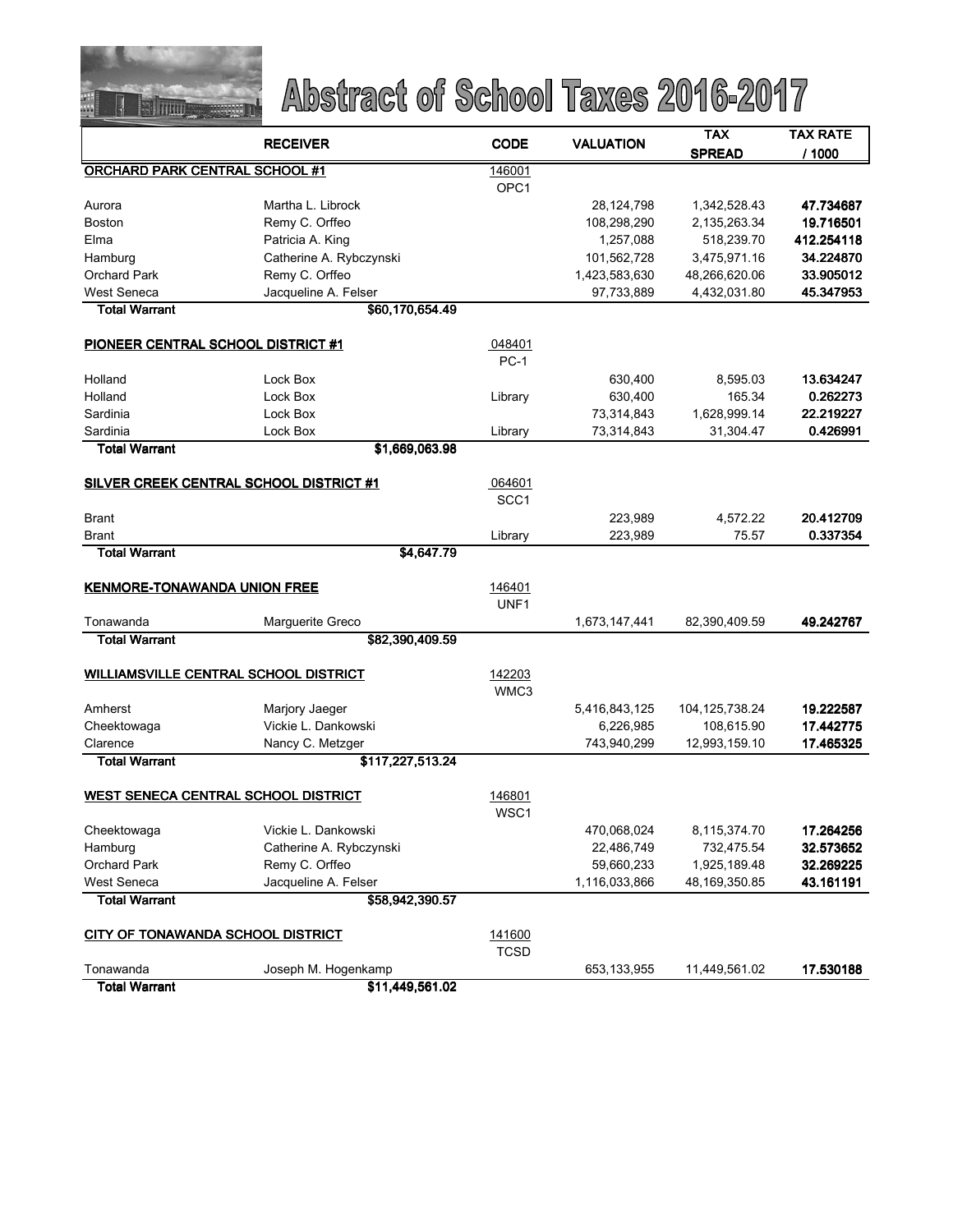# Abstract of School Taxes 2016-2017

| | RECEIVER | CODE | VALUATION | TAX SPREAD | TAX RATE / 1000 |
|---|---|---|---|---|---|
| **ORCHARD PARK CENTRAL SCHOOL #1** | | 146001 | | | |
| | | OPC1 | | | |
| Aurora | Martha L. Librock | | 28,124,798 | 1,342,528.43 | **47.734687** |
| Boston | Remy C. Orffeo | | 108,298,290 | 2,135,263.34 | **19.716501** |
| Elma | Patricia A. King | | 1,257,088 | 518,239.70 | **412.254118** |
| Hamburg | Catherine A. Rybczynski | | 101,562,728 | 3,475,971.16 | **34.224870** |
| Orchard Park | Remy C. Orffeo | | 1,423,583,630 | 48,266,620.06 | **33.905012** |
| West Seneca | Jacqueline A. Felser | | 97,733,889 | 4,432,031.80 | **45.347953** |
| **Total Warrant** | **$60,170,654.49** | | | | |
| **PIONEER CENTRAL SCHOOL DISTRICT #1** | | 048401 | | | |
| | | PC-1 | | | |
| Holland | Lock Box | | 630,400 | 8,595.03 | **13.634247** |
| Holland | Lock Box | Library | 630,400 | 165.34 | **0.262273** |
| Sardinia | Lock Box | | 73,314,843 | 1,628,999.14 | **22.219227** |
| Sardinia | Lock Box | Library | 73,314,843 | 31,304.47 | **0.426991** |
| **Total Warrant** | **$1,669,063.98** | | | | |
| **SILVER CREEK CENTRAL SCHOOL DISTRICT #1** | | 064601 | | | |
| | | SCC1 | | | |
| Brant | | | 223,989 | 4,572.22 | **20.412709** |
| Brant | | Library | 223,989 | 75.57 | **0.337354** |
| **Total Warrant** | **$4,647.79** | | | | |
| **KENMORE-TONAWANDA UNION FREE** | | 146401 | | | |
| | | UNF1 | | | |
| Tonawanda | Marguerite Greco | | 1,673,147,441 | 82,390,409.59 | **49.242767** |
| **Total Warrant** | **$82,390,409.59** | | | | |
| **WILLIAMSVILLE CENTRAL SCHOOL DISTRICT** | | 142203 | | | |
| | | WMC3 | | | |
| Amherst | Marjory Jaeger | | 5,416,843,125 | 104,125,738.24 | **19.222587** |
| Cheektowaga | Vickie L. Dankowski | | 6,226,985 | 108,615.90 | **17.442775** |
| Clarence | Nancy C. Metzger | | 743,940,299 | 12,993,159.10 | **17.465325** |
| **Total Warrant** | **$117,227,513.24** | | | | |
| **WEST SENECA CENTRAL SCHOOL DISTRICT** | | 146801 | | | |
| | | WSC1 | | | |
| Cheektowaga | Vickie L. Dankowski | | 470,068,024 | 8,115,374.70 | **17.264256** |
| Hamburg | Catherine A. Rybczynski | | 22,486,749 | 732,475.54 | **32.573652** |
| Orchard Park | Remy C. Orffeo | | 59,660,233 | 1,925,189.48 | **32.269225** |
| West Seneca | Jacqueline A. Felser | | 1,116,033,866 | 48,169,350.85 | **43.161191** |
| **Total Warrant** | **$58,942,390.57** | | | | |
| **CITY OF TONAWANDA SCHOOL DISTRICT** | | 141600 | | | |
| | | TCSD | | | |
| Tonawanda | Joseph M. Hogenkamp | | 653,133,955 | 11,449,561.02 | **17.530188** |
| **Total Warrant** | **$11,449,561.02** | | | | |